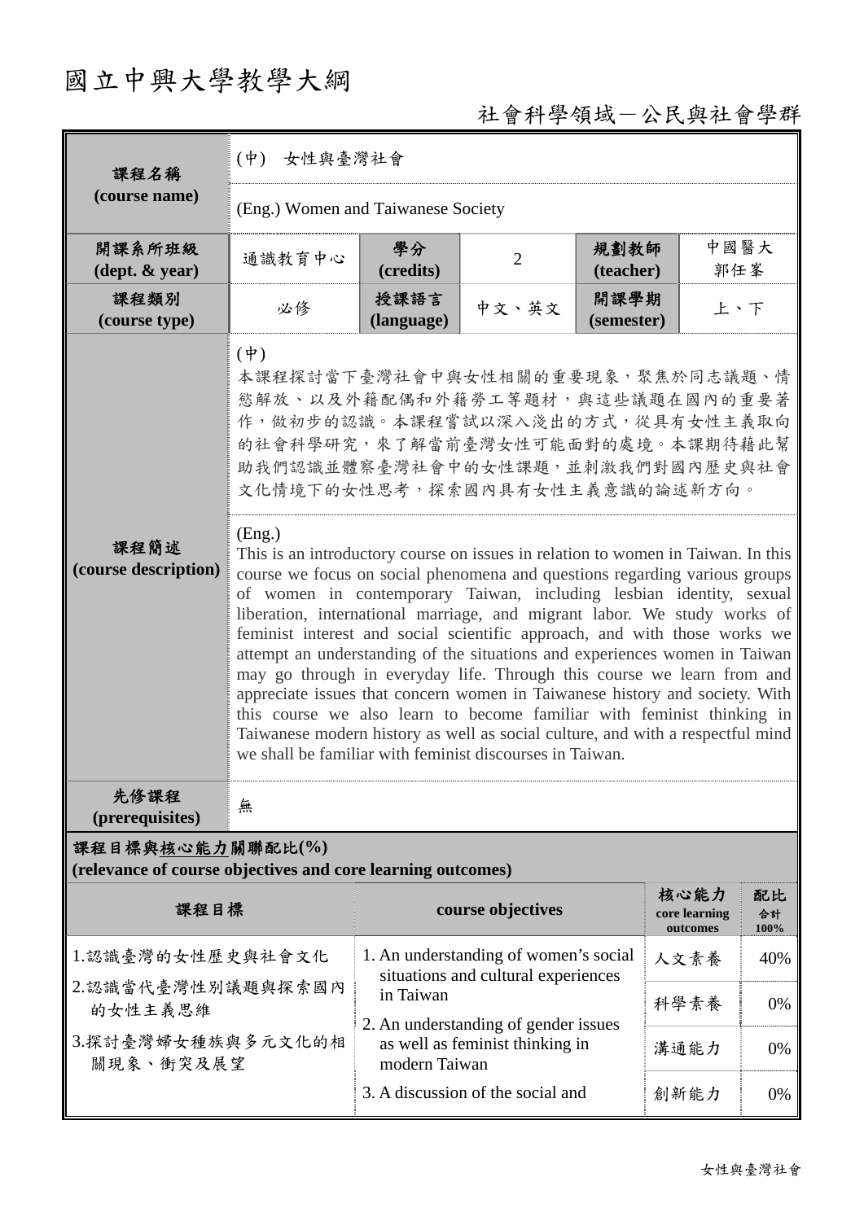# 國立中興大學教學大綱

社會科學領域－公民與社會學群

| | | | | | |
|---|---|---|---|---|---|
| 課程名稱 (course name) | (中) 女性與臺灣社會 | | | | |
| | (Eng.) Women and Taiwanese Society | | | | |
| 開課系所班級 (dept. & year) | 通識教育中心 | 學分 (credits) | 2 | 規劃教師 (teacher) | 中國醫大 郭任峯 |
| 課程類別 (course type) | 必修 | 授課語言 (language) | 中文、英文 | 開課學期 (semester) | 上、下 |
| 課程簡述 (course description) | (中)<br>本課程探討當下臺灣社會中與女性相關的重要現象，聚焦於同志議題、情慾解放、以及外籍配偶和外籍勞工等題材，與這些議題在國內的重要著作，做初步的認識。本課程嘗試以深入淺出的方式，從具有女性主義取向的社會科學研究，來了解當前臺灣女性可能面對的處境。本課期待藉此幫助我們認識並體察臺灣社會中的女性課題，並刺激我們對國內歷史與社會文化情境下的女性思考，探索國內具有女性主義意識的論述新方向。 | | | | |
| | (Eng.)<br>This is an introductory course on issues in relation to women in Taiwan. In this course we focus on social phenomena and questions regarding various groups of women in contemporary Taiwan, including lesbian identity, sexual liberation, international marriage, and migrant labor. We study works of feminist interest and social scientific approach, and with those works we attempt an understanding of the situations and experiences women in Taiwan may go through in everyday life. Through this course we learn from and appreciate issues that concern women in Taiwanese history and society. With this course we also learn to become familiar with feminist thinking in Taiwanese modern history as well as social culture, and with a respectful mind we shall be familiar with feminist discourses in Taiwan. | | | | |
| 先修課程 (prerequisites) | 無 | | | | |

**課程目標與核心能力關聯配比(%)**
**(relevance of course objectives and core learning outcomes)**

| 課程目標 | course objectives | 核心能力 core learning outcomes | 配比 合計 100% |
|---|---|---|---|
| 1.認識臺灣的女性歷史與社會文化<br>2.認識當代臺灣性別議題與探索國內的女性主義思維<br>3.探討臺灣婦女種族與多元文化的相關現象、衝突及展望 | 1. An understanding of women's social situations and cultural experiences in Taiwan<br>2. An understanding of gender issues as well as feminist thinking in modern Taiwan<br>3. A discussion of the social and | 人文素養 | 40% |
| | | 科學素養 | 0% |
| | | 溝通能力 | 0% |
| | | 創新能力 | 0% |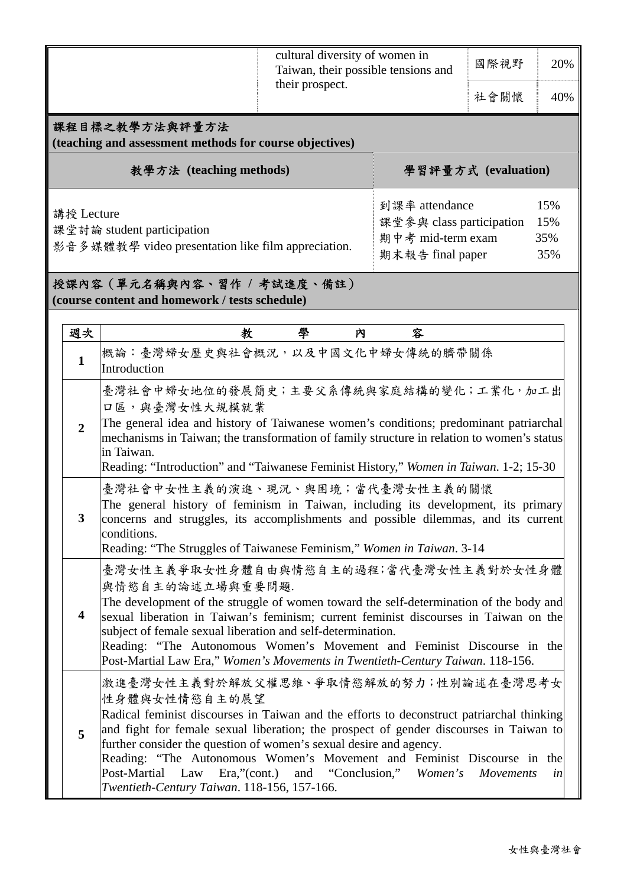| | | | |
|---|---|---|---|
| | cultural diversity of women in Taiwan, their possible tensions and their prospect. | 國際視野 | 20% |
| | | 社會關懷 | 40% |

**課程目標之教學方法與評量方法**
**(teaching and assessment methods for course objectives)**

| 教學方法 (teaching methods) | 學習評量方式 (evaluation) |
|---|---|
| 講授 Lecture<br>課堂討論 student participation<br>影音多媒體教學 video presentation like film appreciation. | 到課率 attendance 15%<br>課堂參與 class participation 15%<br>期中考 mid-term exam 35%<br>期末報告 final paper 35% |

**授課內容（單元名稱與內容、習作 / 考試進度、備註）**
**(course content and homework / tests schedule)**

| 週次 | 教 學 內 容 |
|---|---|
| **1** | 概論：臺灣婦女歷史與社會概況，以及中國文化中婦女傳統的臍帶關係<br>Introduction |
| **2** | 臺灣社會中婦女地位的發展簡史；主要父系傳統與家庭結構的變化；工業化，加工出口區，與臺灣女性大規模就業<br>The general idea and history of Taiwanese women's conditions; predominant patriarchal mechanisms in Taiwan; the transformation of family structure in relation to women's status in Taiwan.<br>Reading: "Introduction" and "Taiwanese Feminist History," *Women in Taiwan*. 1-2; 15-30 |
| **3** | 臺灣社會中女性主義的演進、現況、與困境；當代臺灣女性主義的關懷<br>The general history of feminism in Taiwan, including its development, its primary concerns and struggles, its accomplishments and possible dilemmas, and its current conditions.<br>Reading: "The Struggles of Taiwanese Feminism," *Women in Taiwan*. 3-14 |
| **4** | 臺灣女性主義爭取女性身體自由與情慾自主的過程;當代臺灣女性主義對於女性身體與情慾自主的論述立場與重要問題.<br>The development of the struggle of women toward the self-determination of the body and sexual liberation in Taiwan's feminism; current feminist discourses in Taiwan on the subject of female sexual liberation and self-determination.<br>Reading: "The Autonomous Women's Movement and Feminist Discourse in the Post-Martial Law Era," *Women's Movements in Twentieth-Century Taiwan*. 118-156. |
| **5** | 激進臺灣女性主義對於解放父權思維、爭取情慾解放的努力；性別論述在臺灣思考女性身體與女性情慾自主的展望<br>Radical feminist discourses in Taiwan and the efforts to deconstruct patriarchal thinking and fight for female sexual liberation; the prospect of gender discourses in Taiwan to further consider the question of women's sexual desire and agency.<br>Reading: "The Autonomous Women's Movement and Feminist Discourse in the Post-Martial Law Era,"(cont.) and "Conclusion," *Women's Movements in Twentieth-Century Taiwan*. 118-156, 157-166. |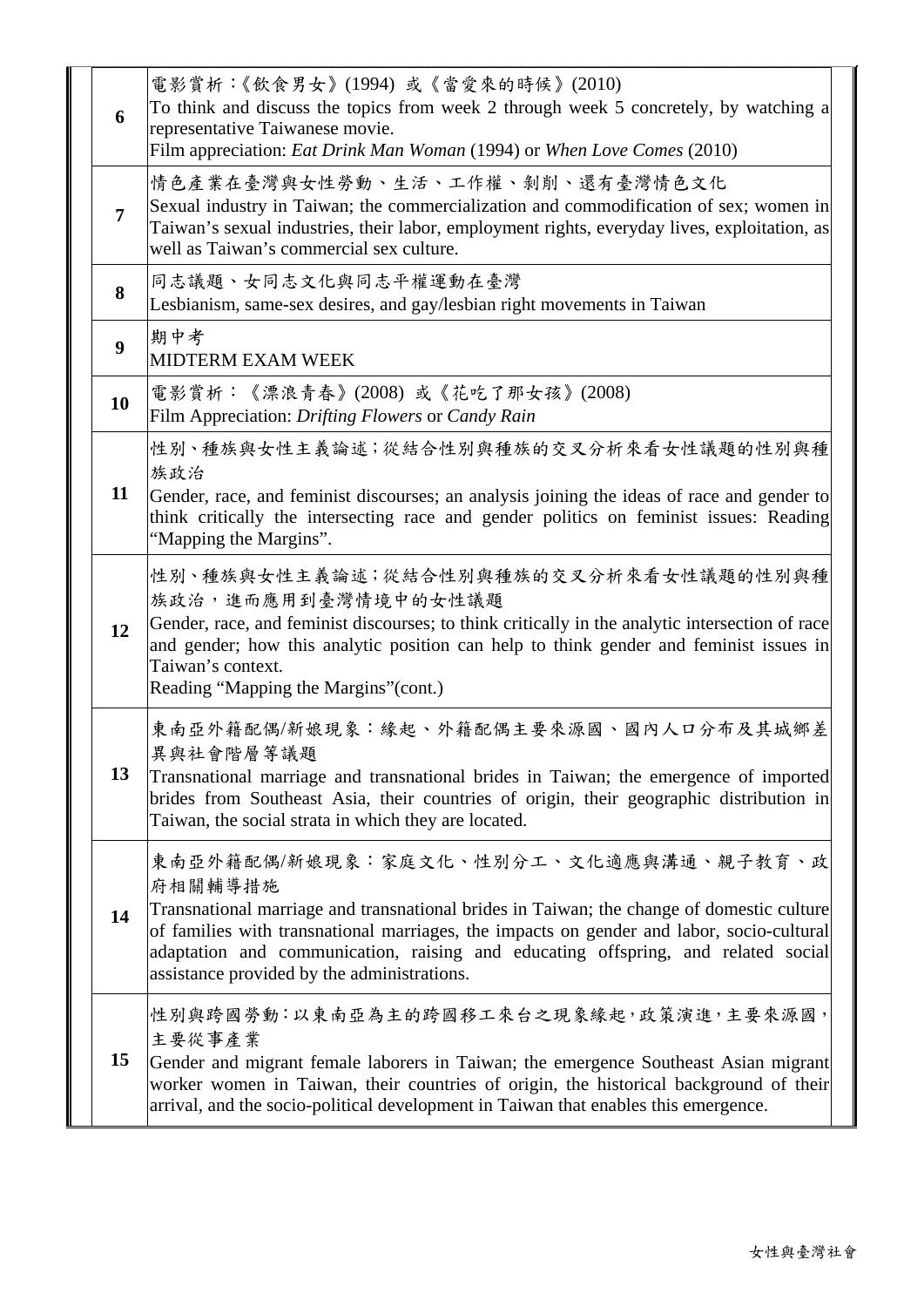| | |
|---|---|
| **6** | 電影賞析：《飲食男女》(1994) 或《當愛來的時候》(2010)<br>To think and discuss the topics from week 2 through week 5 concretely, by watching a representative Taiwanese movie.<br>Film appreciation: *Eat Drink Man Woman* (1994) or *When Love Comes* (2010) |
| **7** | 情色產業在臺灣與女性勞動、生活、工作權、剝削、還有臺灣情色文化<br>Sexual industry in Taiwan; the commercialization and commodification of sex; women in Taiwan's sexual industries, their labor, employment rights, everyday lives, exploitation, as well as Taiwan's commercial sex culture. |
| **8** | 同志議題、女同志文化與同志平權運動在臺灣<br>Lesbianism, same-sex desires, and gay/lesbian right movements in Taiwan |
| **9** | 期中考<br>MIDTERM EXAM WEEK |
| **10** | 電影賞析：《漂浪青春》(2008) 或《花吃了那女孩》(2008)<br>Film Appreciation: *Drifting Flowers* or *Candy Rain* |
| **11** | 性別、種族與女性主義論述；從結合性別與種族的交叉分析來看女性議題的性別與種族政治<br>Gender, race, and feminist discourses; an analysis joining the ideas of race and gender to think critically the intersecting race and gender politics on feminist issues: Reading "Mapping the Margins". |
| **12** | 性別、種族與女性主義論述；從結合性別與種族的交叉分析來看女性議題的性別與種族政治，進而應用到臺灣情境中的女性議題<br>Gender, race, and feminist discourses; to think critically in the analytic intersection of race and gender; how this analytic position can help to think gender and feminist issues in Taiwan's context.<br>Reading "Mapping the Margins"(cont.) |
| **13** | 東南亞外籍配偶/新娘現象：緣起、外籍配偶主要來源國、國內人口分布及其城鄉差異與社會階層等議題<br>Transnational marriage and transnational brides in Taiwan; the emergence of imported brides from Southeast Asia, their countries of origin, their geographic distribution in Taiwan, the social strata in which they are located. |
| **14** | 東南亞外籍配偶/新娘現象：家庭文化、性別分工、文化適應與溝通、親子教育、政府相關輔導措施<br>Transnational marriage and transnational brides in Taiwan; the change of domestic culture of families with transnational marriages, the impacts on gender and labor, socio-cultural adaptation and communication, raising and educating offspring, and related social assistance provided by the administrations. |
| **15** | 性別與跨國勞動：以東南亞為主的跨國移工來台之現象緣起，政策演進，主要來源國，主要從事產業<br>Gender and migrant female laborers in Taiwan; the emergence Southeast Asian migrant worker women in Taiwan, their countries of origin, the historical background of their arrival, and the socio-political development in Taiwan that enables this emergence. |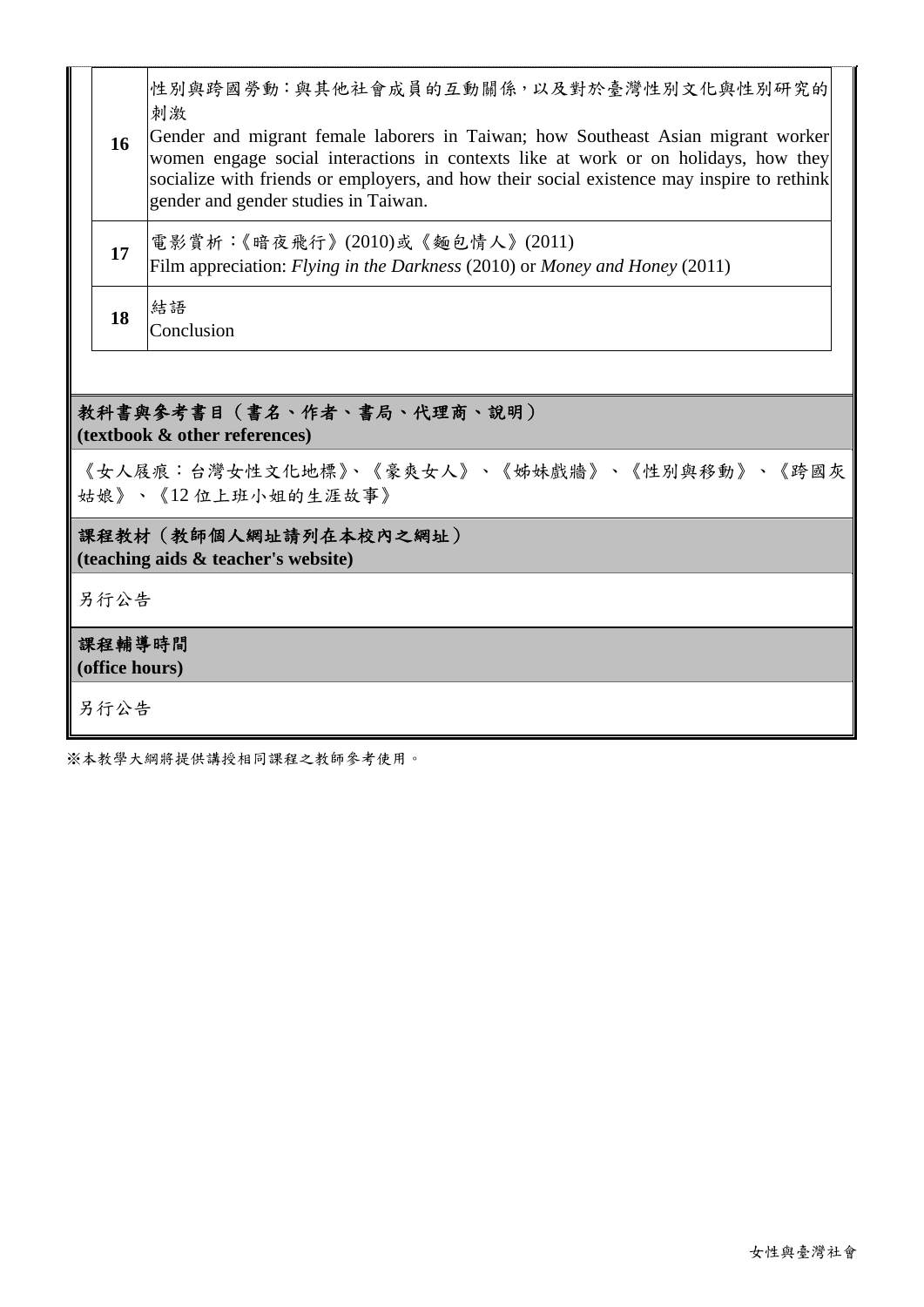| | |
|---|---|
| **16** | 性別與跨國勞動：與其他社會成員的互動關係，以及對於臺灣性別文化與性別研究的刺激<br>Gender and migrant female laborers in Taiwan; how Southeast Asian migrant worker women engage social interactions in contexts like at work or on holidays, how they socialize with friends or employers, and how their social existence may inspire to rethink gender and gender studies in Taiwan. |
| **17** | 電影賞析：《暗夜飛行》(2010)或《麵包情人》(2011)<br>Film appreciation: *Flying in the Darkness* (2010) or *Money and Honey* (2011) |
| **18** | 結語<br>Conclusion |

**教科書與參考書目（書名、作者、書局、代理商、說明）**
**(textbook & other references)**

《女人屐痕：台灣女性文化地標》、《豪爽女人》、《姊妹戲牆》、《性別與移動》、《跨國灰姑娘》、《12 位上班小姐的生涯故事》

**課程教材（教師個人網址請列在本校內之網址）**
**(teaching aids & teacher's website)**

另行公告

**課程輔導時間**
**(office hours)**

另行公告

※本教學大綱將提供講授相同課程之教師參考使用。